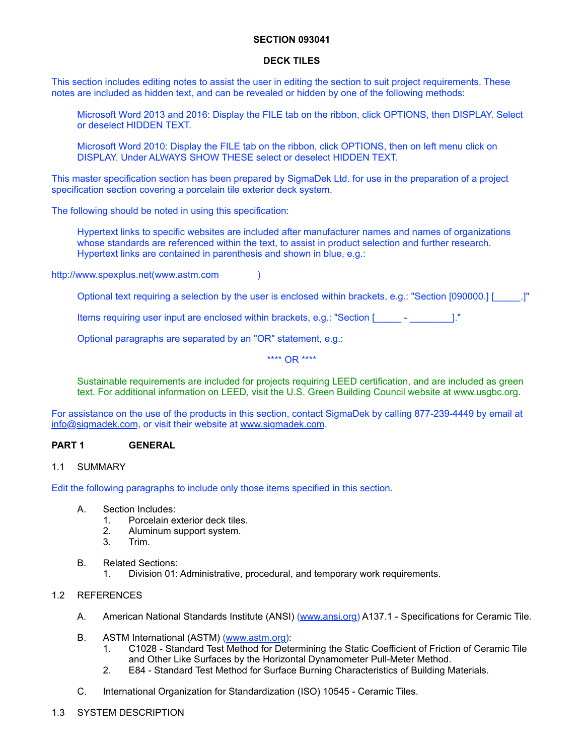**SECTION 093041**

**DECK TILES**

This section includes editing notes to assist the user in editing the section to suit project requirements. These notes are included as hidden text, and can be revealed or hidden by one of the following methods:

Microsoft Word 2013 and 2016: Display the FILE tab on the ribbon, click OPTIONS, then DISPLAY. Select or deselect HIDDEN TEXT.

Microsoft Word 2010: Display the FILE tab on the ribbon, click OPTIONS, then on left menu click on DISPLAY. Under ALWAYS SHOW THESE select or deselect HIDDEN TEXT.

This master specification section has been prepared by SigmaDek Ltd. for use in the preparation of a project specification section covering a porcelain tile exterior deck system.

The following should be noted in using this specification:

Hypertext links to specific websites are included after manufacturer names and names of organizations whose standards are referenced within the text, to assist in product selection and further research. Hypertext links are contained in parenthesis and shown in blue, e.g.:

http://www.spexplus.net(www.astm.com )

Optional text requiring a selection by the user is enclosed within brackets, e.g.: "Section [090000.] [_____.]"

Items requiring user input are enclosed within brackets, e.g.: "Section [_____ - ________]."

Optional paragraphs are separated by an "OR" statement, e.g.:

**** OR ****

Sustainable requirements are included for projects requiring LEED certification, and are included as green text. For additional information on LEED, visit the U.S. Green Building Council website at www.usgbc.org.

For assistance on the use of the products in this section, contact SigmaDek by calling 877-239-4449 by email at info@sigmadek.com, or visit their website at www.sigmadek.com.

## PART 1 GENERAL

### 1.1 SUMMARY

Edit the following paragraphs to include only those items specified in this section.

A. Section Includes:
   1. Porcelain exterior deck tiles.
   2. Aluminum support system.
   3. Trim.

B. Related Sections:
   1. Division 01: Administrative, procedural, and temporary work requirements.

### 1.2 REFERENCES

A. American National Standards Institute (ANSI) (www.ansi.org) A137.1 - Specifications for Ceramic Tile.

B. ASTM International (ASTM) (www.astm.org):
   1. C1028 - Standard Test Method for Determining the Static Coefficient of Friction of Ceramic Tile and Other Like Surfaces by the Horizontal Dynamometer Pull-Meter Method.
   2. E84 - Standard Test Method for Surface Burning Characteristics of Building Materials.

C. International Organization for Standardization (ISO) 10545 - Ceramic Tiles.

### 1.3 SYSTEM DESCRIPTION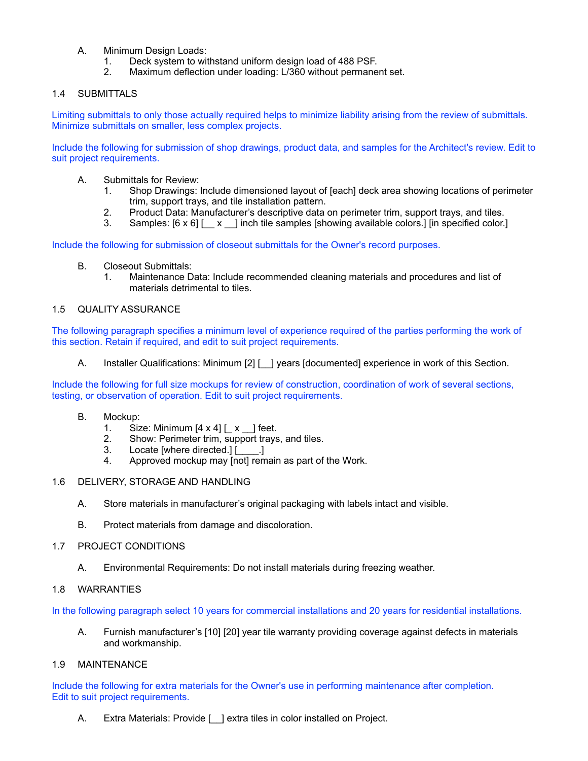A. Minimum Design Loads:
   1. Deck system to withstand uniform design load of 488 PSF.
   2. Maximum deflection under loading: L/360 without permanent set.

## 1.4 SUBMITTALS

Limiting submittals to only those actually required helps to minimize liability arising from the review of submittals. Minimize submittals on smaller, less complex projects.

Include the following for submission of shop drawings, product data, and samples for the Architect's review. Edit to suit project requirements.

A. Submittals for Review:
   1. Shop Drawings: Include dimensioned layout of [each] deck area showing locations of perimeter trim, support trays, and tile installation pattern.
   2. Product Data: Manufacturer’s descriptive data on perimeter trim, support trays, and tiles.
   3. Samples: [6 x 6] [__ x __] inch tile samples [showing available colors.] [in specified color.]

Include the following for submission of closeout submittals for the Owner's record purposes.

B. Closeout Submittals:
   1. Maintenance Data: Include recommended cleaning materials and procedures and list of materials detrimental to tiles.

## 1.5 QUALITY ASSURANCE

The following paragraph specifies a minimum level of experience required of the parties performing the work of this section. Retain if required, and edit to suit project requirements.

A. Installer Qualifications: Minimum [2] [__] years [documented] experience in work of this Section.

Include the following for full size mockups for review of construction, coordination of work of several sections, testing, or observation of operation. Edit to suit project requirements.

B. Mockup:
   1. Size: Minimum [4 x 4] [_ x __] feet.
   2. Show: Perimeter trim, support trays, and tiles.
   3. Locate [where directed.] [____.]
   4. Approved mockup may [not] remain as part of the Work.

## 1.6 DELIVERY, STORAGE AND HANDLING

A. Store materials in manufacturer’s original packaging with labels intact and visible.

B. Protect materials from damage and discoloration.

## 1.7 PROJECT CONDITIONS

A. Environmental Requirements: Do not install materials during freezing weather.

## 1.8 WARRANTIES

In the following paragraph select 10 years for commercial installations and 20 years for residential installations.

A. Furnish manufacturer’s [10] [20] year tile warranty providing coverage against defects in materials and workmanship.

## 1.9 MAINTENANCE

Include the following for extra materials for the Owner's use in performing maintenance after completion. Edit to suit project requirements.

A. Extra Materials: Provide [__] extra tiles in color installed on Project.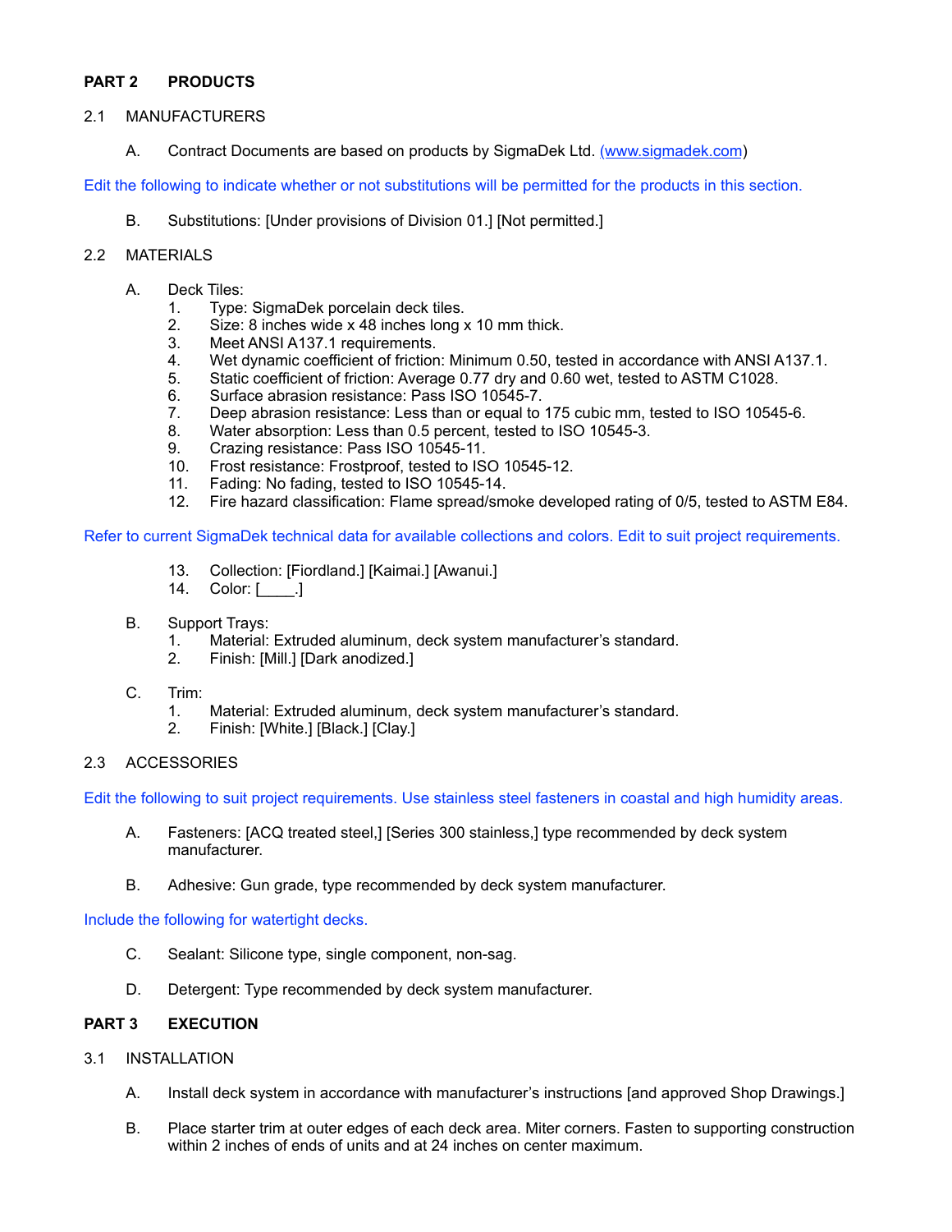**PART 2 PRODUCTS**

2.1 MANUFACTURERS

A. Contract Documents are based on products by SigmaDek Ltd. (www.sigmadek.com)

Edit the following to indicate whether or not substitutions will be permitted for the products in this section.

B. Substitutions: [Under provisions of Division 01.] [Not permitted.]

2.2 MATERIALS

A. Deck Tiles:
1. Type: SigmaDek porcelain deck tiles.
2. Size: 8 inches wide x 48 inches long x 10 mm thick.
3. Meet ANSI A137.1 requirements.
4. Wet dynamic coefficient of friction: Minimum 0.50, tested in accordance with ANSI A137.1.
5. Static coefficient of friction: Average 0.77 dry and 0.60 wet, tested to ASTM C1028.
6. Surface abrasion resistance: Pass ISO 10545-7.
7. Deep abrasion resistance: Less than or equal to 175 cubic mm, tested to ISO 10545-6.
8. Water absorption: Less than 0.5 percent, tested to ISO 10545-3.
9. Crazing resistance: Pass ISO 10545-11.
10. Frost resistance: Frostproof, tested to ISO 10545-12.
11. Fading: No fading, tested to ISO 10545-14.
12. Fire hazard classification: Flame spread/smoke developed rating of 0/5, tested to ASTM E84.

Refer to current SigmaDek technical data for available collections and colors. Edit to suit project requirements.

13. Collection: [Fiordland.] [Kaimai.] [Awanui.]
14. Color: [____.]

B. Support Trays:
1. Material: Extruded aluminum, deck system manufacturer's standard.
2. Finish: [Mill.] [Dark anodized.]

C. Trim:
1. Material: Extruded aluminum, deck system manufacturer's standard.
2. Finish: [White.] [Black.] [Clay.]

2.3 ACCESSORIES

Edit the following to suit project requirements. Use stainless steel fasteners in coastal and high humidity areas.

A. Fasteners: [ACQ treated steel,] [Series 300 stainless,] type recommended by deck system manufacturer.

B. Adhesive: Gun grade, type recommended by deck system manufacturer.

Include the following for watertight decks.

C. Sealant: Silicone type, single component, non-sag.

D. Detergent: Type recommended by deck system manufacturer.

**PART 3 EXECUTION**

3.1 INSTALLATION

A. Install deck system in accordance with manufacturer's instructions [and approved Shop Drawings.]

B. Place starter trim at outer edges of each deck area. Miter corners. Fasten to supporting construction within 2 inches of ends of units and at 24 inches on center maximum.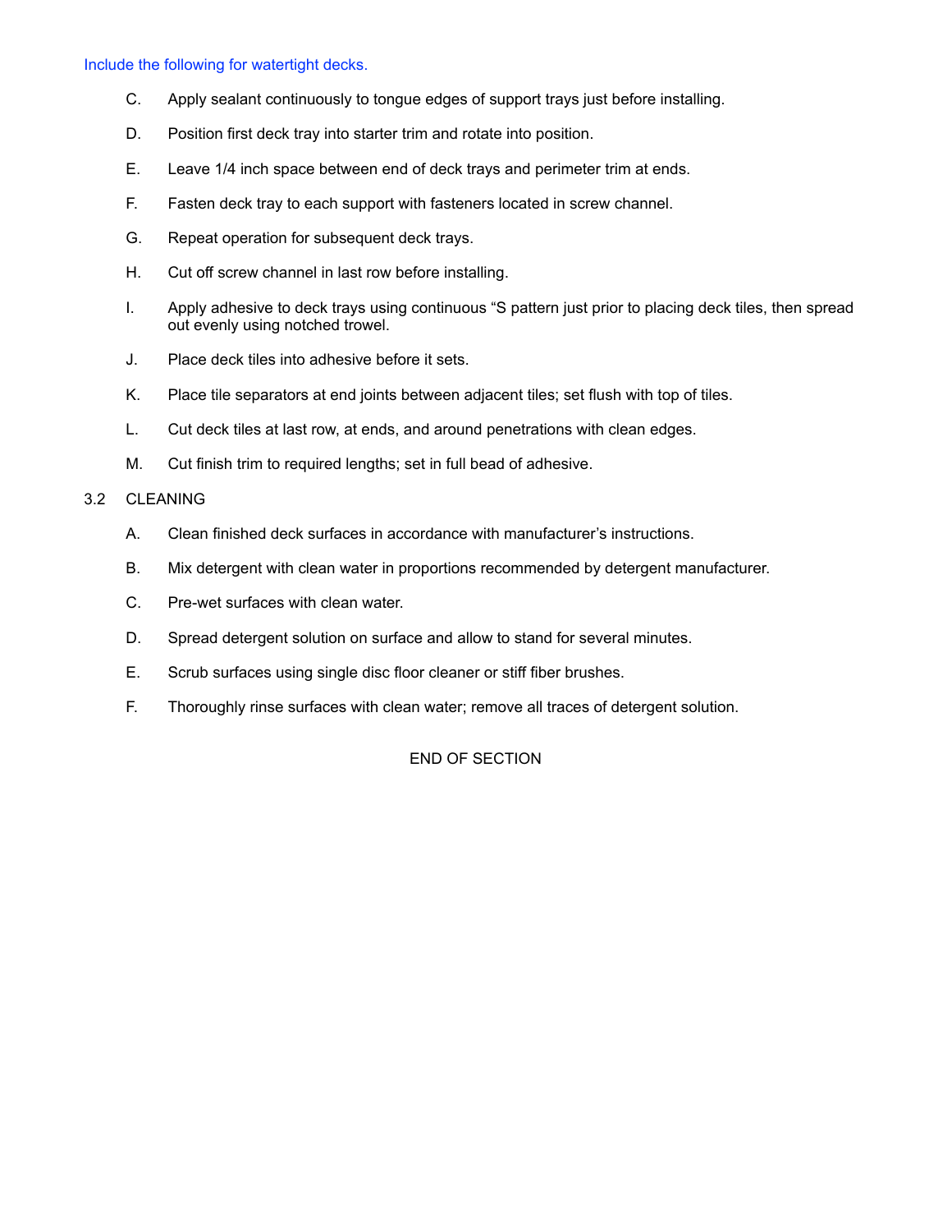Include the following for watertight decks.

C. Apply sealant continuously to tongue edges of support trays just before installing.

D. Position first deck tray into starter trim and rotate into position.

E. Leave 1/4 inch space between end of deck trays and perimeter trim at ends.

F. Fasten deck tray to each support with fasteners located in screw channel.

G. Repeat operation for subsequent deck trays.

H. Cut off screw channel in last row before installing.

I. Apply adhesive to deck trays using continuous “S pattern just prior to placing deck tiles, then spread out evenly using notched trowel.

J. Place deck tiles into adhesive before it sets.

K. Place tile separators at end joints between adjacent tiles; set flush with top of tiles.

L. Cut deck tiles at last row, at ends, and around penetrations with clean edges.

M. Cut finish trim to required lengths; set in full bead of adhesive.

3.2 CLEANING

A. Clean finished deck surfaces in accordance with manufacturer’s instructions.

B. Mix detergent with clean water in proportions recommended by detergent manufacturer.

C. Pre-wet surfaces with clean water.

D. Spread detergent solution on surface and allow to stand for several minutes.

E. Scrub surfaces using single disc floor cleaner or stiff fiber brushes.

F. Thoroughly rinse surfaces with clean water; remove all traces of detergent solution.

END OF SECTION